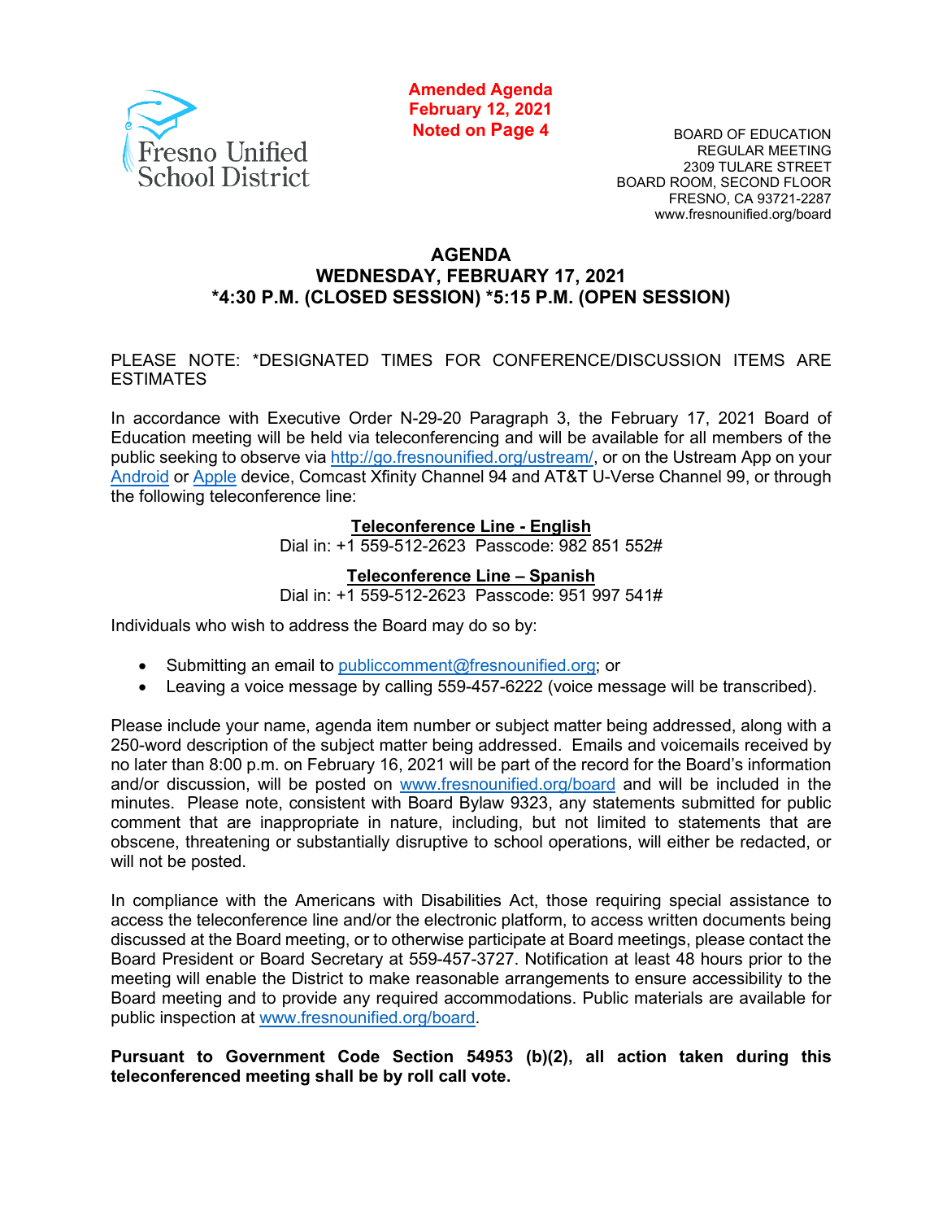Fresno Unified School District

**Amended Agenda**
**February 12, 2021**
**Noted on Page 4**

BOARD OF EDUCATION
REGULAR MEETING
2309 TULARE STREET
BOARD ROOM, SECOND FLOOR
FRESNO, CA 93721-2287
www.fresnounified.org/board

# AGENDA
## WEDNESDAY, FEBRUARY 17, 2021
## *4:30 P.M. (CLOSED SESSION) *5:15 P.M. (OPEN SESSION)

PLEASE NOTE: *DESIGNATED TIMES FOR CONFERENCE/DISCUSSION ITEMS ARE ESTIMATES

In accordance with Executive Order N-29-20 Paragraph 3, the February 17, 2021 Board of Education meeting will be held via teleconferencing and will be available for all members of the public seeking to observe via http://go.fresnounified.org/ustream/, or on the Ustream App on your Android or Apple device, Comcast Xfinity Channel 94 and AT&T U-Verse Channel 99, or through the following teleconference line:

**Teleconference Line - English**
Dial in: +1 559-512-2623 Passcode: 982 851 552#

**Teleconference Line – Spanish**
Dial in: +1 559-512-2623 Passcode: 951 997 541#

Individuals who wish to address the Board may do so by:

- Submitting an email to publiccomment@fresnounified.org; or
- Leaving a voice message by calling 559-457-6222 (voice message will be transcribed).

Please include your name, agenda item number or subject matter being addressed, along with a 250-word description of the subject matter being addressed. Emails and voicemails received by no later than 8:00 p.m. on February 16, 2021 will be part of the record for the Board's information and/or discussion, will be posted on www.fresnounified.org/board and will be included in the minutes. Please note, consistent with Board Bylaw 9323, any statements submitted for public comment that are inappropriate in nature, including, but not limited to statements that are obscene, threatening or substantially disruptive to school operations, will either be redacted, or will not be posted.

In compliance with the Americans with Disabilities Act, those requiring special assistance to access the teleconference line and/or the electronic platform, to access written documents being discussed at the Board meeting, or to otherwise participate at Board meetings, please contact the Board President or Board Secretary at 559-457-3727. Notification at least 48 hours prior to the meeting will enable the District to make reasonable arrangements to ensure accessibility to the Board meeting and to provide any required accommodations. Public materials are available for public inspection at www.fresnounified.org/board.

**Pursuant to Government Code Section 54953 (b)(2), all action taken during this teleconferenced meeting shall be by roll call vote.**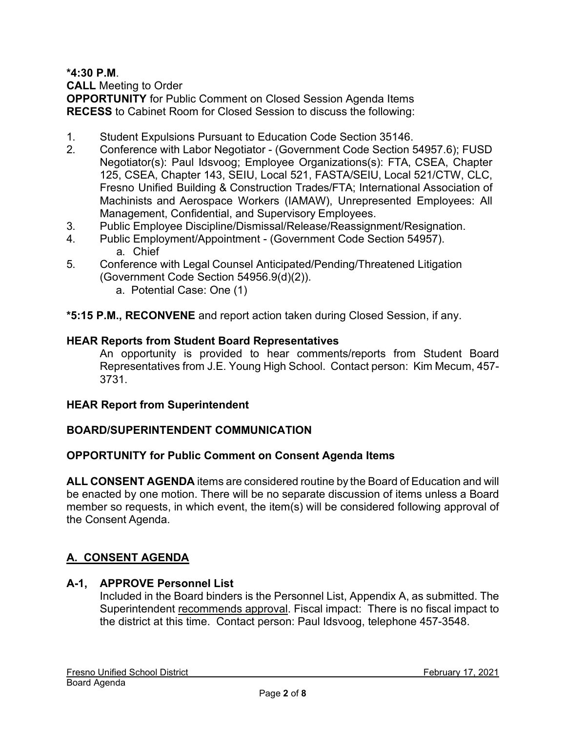**\*4:30 P.M**.

**CALL** Meeting to Order

**OPPORTUNITY** for Public Comment on Closed Session Agenda Items

**RECESS** to Cabinet Room for Closed Session to discuss the following:

1. Student Expulsions Pursuant to Education Code Section 35146.
2. Conference with Labor Negotiator - (Government Code Section 54957.6); FUSD Negotiator(s): Paul Idsvoog; Employee Organizations(s): FTA, CSEA, Chapter 125, CSEA, Chapter 143, SEIU, Local 521, FASTA/SEIU, Local 521/CTW, CLC, Fresno Unified Building & Construction Trades/FTA; International Association of Machinists and Aerospace Workers (IAMAW), Unrepresented Employees: All Management, Confidential, and Supervisory Employees.
3. Public Employee Discipline/Dismissal/Release/Reassignment/Resignation.
4. Public Employment/Appointment - (Government Code Section 54957).
   a. Chief
5. Conference with Legal Counsel Anticipated/Pending/Threatened Litigation (Government Code Section 54956.9(d)(2)).
   a. Potential Case: One (1)

**\*5:15 P.M., RECONVENE** and report action taken during Closed Session, if any.

**HEAR Reports from Student Board Representatives**

An opportunity is provided to hear comments/reports from Student Board Representatives from J.E. Young High School. Contact person: Kim Mecum, 457-3731.

**HEAR Report from Superintendent**

**BOARD/SUPERINTENDENT COMMUNICATION**

**OPPORTUNITY for Public Comment on Consent Agenda Items**

**ALL CONSENT AGENDA** items are considered routine by the Board of Education and will be enacted by one motion. There will be no separate discussion of items unless a Board member so requests, in which event, the item(s) will be considered following approval of the Consent Agenda.

## A. CONSENT AGENDA

**A-1, APPROVE Personnel List**

Included in the Board binders is the Personnel List, Appendix A, as submitted. The Superintendent recommends approval. Fiscal impact: There is no fiscal impact to the district at this time. Contact person: Paul Idsvoog, telephone 457-3548.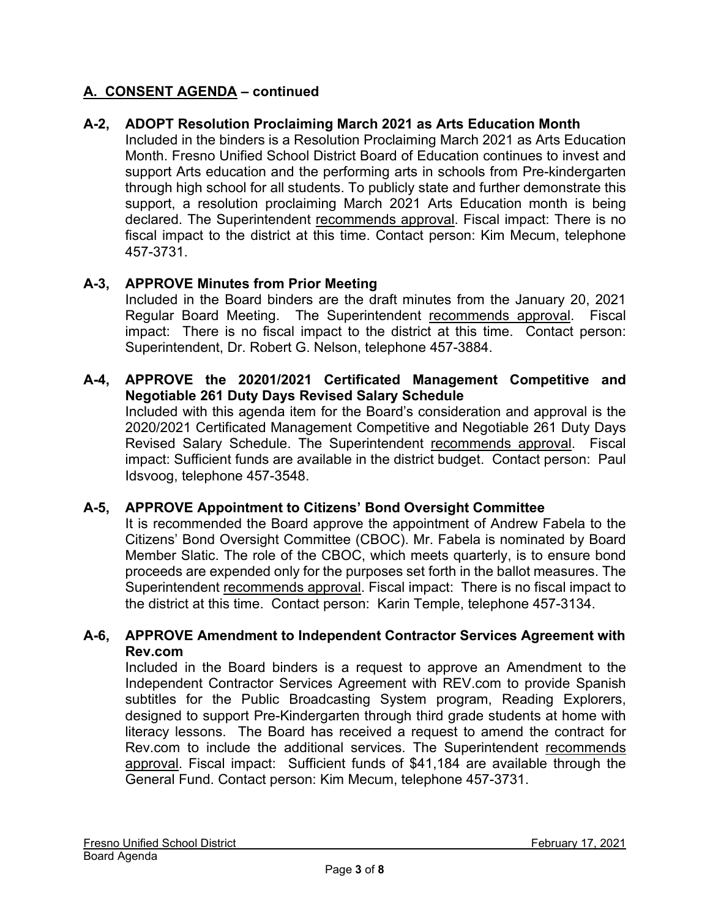## A. CONSENT AGENDA – continued

**A-2, ADOPT Resolution Proclaiming March 2021 as Arts Education Month**

Included in the binders is a Resolution Proclaiming March 2021 as Arts Education Month. Fresno Unified School District Board of Education continues to invest and support Arts education and the performing arts in schools from Pre-kindergarten through high school for all students. To publicly state and further demonstrate this support, a resolution proclaiming March 2021 Arts Education month is being declared. The Superintendent recommends approval. Fiscal impact: There is no fiscal impact to the district at this time. Contact person: Kim Mecum, telephone 457-3731.

**A-3, APPROVE Minutes from Prior Meeting**

Included in the Board binders are the draft minutes from the January 20, 2021 Regular Board Meeting. The Superintendent recommends approval. Fiscal impact: There is no fiscal impact to the district at this time. Contact person: Superintendent, Dr. Robert G. Nelson, telephone 457-3884.

**A-4, APPROVE the 20201/2021 Certificated Management Competitive and Negotiable 261 Duty Days Revised Salary Schedule**

Included with this agenda item for the Board's consideration and approval is the 2020/2021 Certificated Management Competitive and Negotiable 261 Duty Days Revised Salary Schedule. The Superintendent recommends approval. Fiscal impact: Sufficient funds are available in the district budget. Contact person: Paul Idsvoog, telephone 457-3548.

**A-5, APPROVE Appointment to Citizens' Bond Oversight Committee**

It is recommended the Board approve the appointment of Andrew Fabela to the Citizens' Bond Oversight Committee (CBOC). Mr. Fabela is nominated by Board Member Slatic. The role of the CBOC, which meets quarterly, is to ensure bond proceeds are expended only for the purposes set forth in the ballot measures. The Superintendent recommends approval. Fiscal impact: There is no fiscal impact to the district at this time. Contact person: Karin Temple, telephone 457-3134.

**A-6, APPROVE Amendment to Independent Contractor Services Agreement with Rev.com**

Included in the Board binders is a request to approve an Amendment to the Independent Contractor Services Agreement with REV.com to provide Spanish subtitles for the Public Broadcasting System program, Reading Explorers, designed to support Pre-Kindergarten through third grade students at home with literacy lessons. The Board has received a request to amend the contract for Rev.com to include the additional services. The Superintendent recommends approval. Fiscal impact: Sufficient funds of $41,184 are available through the General Fund. Contact person: Kim Mecum, telephone 457-3731.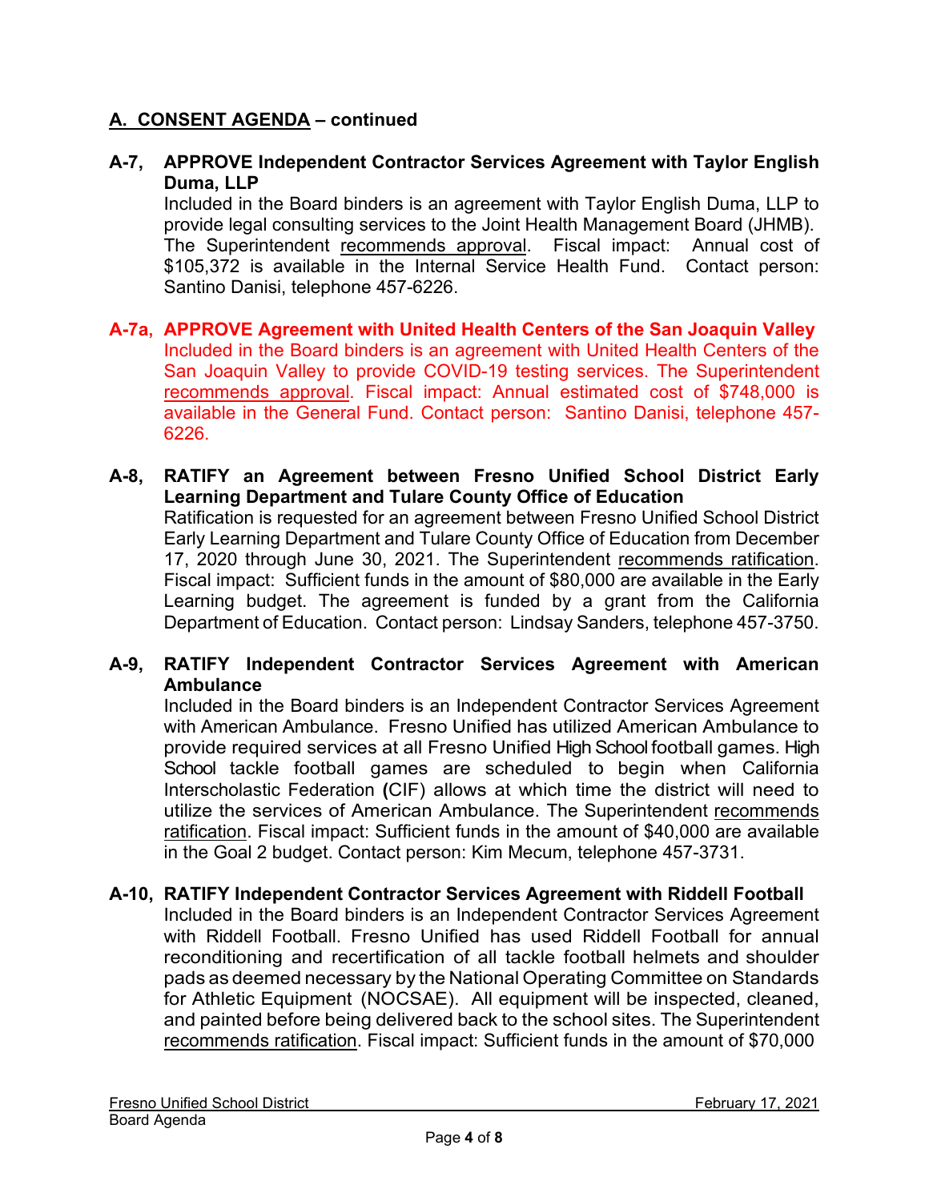## A. CONSENT AGENDA – continued

**A-7, APPROVE Independent Contractor Services Agreement with Taylor English Duma, LLP**
Included in the Board binders is an agreement with Taylor English Duma, LLP to provide legal consulting services to the Joint Health Management Board (JHMB). The Superintendent recommends approval. Fiscal impact: Annual cost of $105,372 is available in the Internal Service Health Fund. Contact person: Santino Danisi, telephone 457-6226.

**A-7a, APPROVE Agreement with United Health Centers of the San Joaquin Valley**
Included in the Board binders is an agreement with United Health Centers of the San Joaquin Valley to provide COVID-19 testing services. The Superintendent recommends approval. Fiscal impact: Annual estimated cost of $748,000 is available in the General Fund. Contact person: Santino Danisi, telephone 457-6226.

**A-8, RATIFY an Agreement between Fresno Unified School District Early Learning Department and Tulare County Office of Education**
Ratification is requested for an agreement between Fresno Unified School District Early Learning Department and Tulare County Office of Education from December 17, 2020 through June 30, 2021. The Superintendent recommends ratification. Fiscal impact: Sufficient funds in the amount of $80,000 are available in the Early Learning budget. The agreement is funded by a grant from the California Department of Education. Contact person: Lindsay Sanders, telephone 457-3750.

**A-9, RATIFY Independent Contractor Services Agreement with American Ambulance**
Included in the Board binders is an Independent Contractor Services Agreement with American Ambulance. Fresno Unified has utilized American Ambulance to provide required services at all Fresno Unified High School football games. High School tackle football games are scheduled to begin when California Interscholastic Federation (CIF) allows at which time the district will need to utilize the services of American Ambulance. The Superintendent recommends ratification. Fiscal impact: Sufficient funds in the amount of $40,000 are available in the Goal 2 budget. Contact person: Kim Mecum, telephone 457-3731.

**A-10, RATIFY Independent Contractor Services Agreement with Riddell Football**
Included in the Board binders is an Independent Contractor Services Agreement with Riddell Football. Fresno Unified has used Riddell Football for annual reconditioning and recertification of all tackle football helmets and shoulder pads as deemed necessary by the National Operating Committee on Standards for Athletic Equipment (NOCSAE). All equipment will be inspected, cleaned, and painted before being delivered back to the school sites. The Superintendent recommends ratification. Fiscal impact: Sufficient funds in the amount of $70,000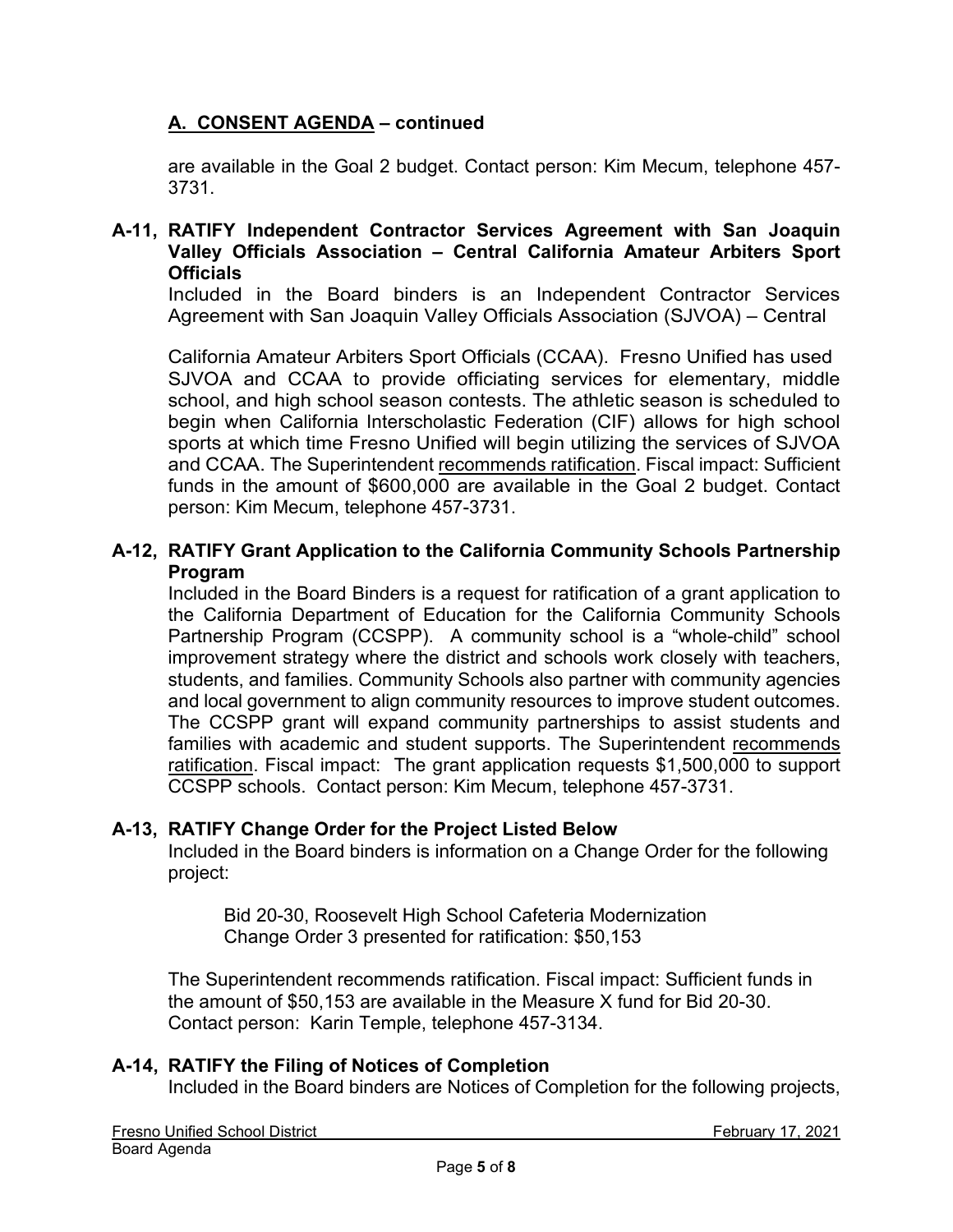## A. CONSENT AGENDA – continued

are available in the Goal 2 budget. Contact person: Kim Mecum, telephone 457-3731.

**A-11, RATIFY Independent Contractor Services Agreement with San Joaquin Valley Officials Association – Central California Amateur Arbiters Sport Officials**

Included in the Board binders is an Independent Contractor Services Agreement with San Joaquin Valley Officials Association (SJVOA) – Central California Amateur Arbiters Sport Officials (CCAA). Fresno Unified has used SJVOA and CCAA to provide officiating services for elementary, middle school, and high school season contests. The athletic season is scheduled to begin when California Interscholastic Federation (CIF) allows for high school sports at which time Fresno Unified will begin utilizing the services of SJVOA and CCAA. The Superintendent recommends ratification. Fiscal impact: Sufficient funds in the amount of $600,000 are available in the Goal 2 budget. Contact person: Kim Mecum, telephone 457-3731.

**A-12, RATIFY Grant Application to the California Community Schools Partnership Program**

Included in the Board Binders is a request for ratification of a grant application to the California Department of Education for the California Community Schools Partnership Program (CCSPP). A community school is a "whole-child" school improvement strategy where the district and schools work closely with teachers, students, and families. Community Schools also partner with community agencies and local government to align community resources to improve student outcomes. The CCSPP grant will expand community partnerships to assist students and families with academic and student supports. The Superintendent recommends ratification. Fiscal impact: The grant application requests $1,500,000 to support CCSPP schools. Contact person: Kim Mecum, telephone 457-3731.

**A-13, RATIFY Change Order for the Project Listed Below**

Included in the Board binders is information on a Change Order for the following project:

Bid 20-30, Roosevelt High School Cafeteria Modernization
Change Order 3 presented for ratification: $50,153

The Superintendent recommends ratification. Fiscal impact: Sufficient funds in the amount of $50,153 are available in the Measure X fund for Bid 20-30. Contact person: Karin Temple, telephone 457-3134.

**A-14, RATIFY the Filing of Notices of Completion**

Included in the Board binders are Notices of Completion for the following projects,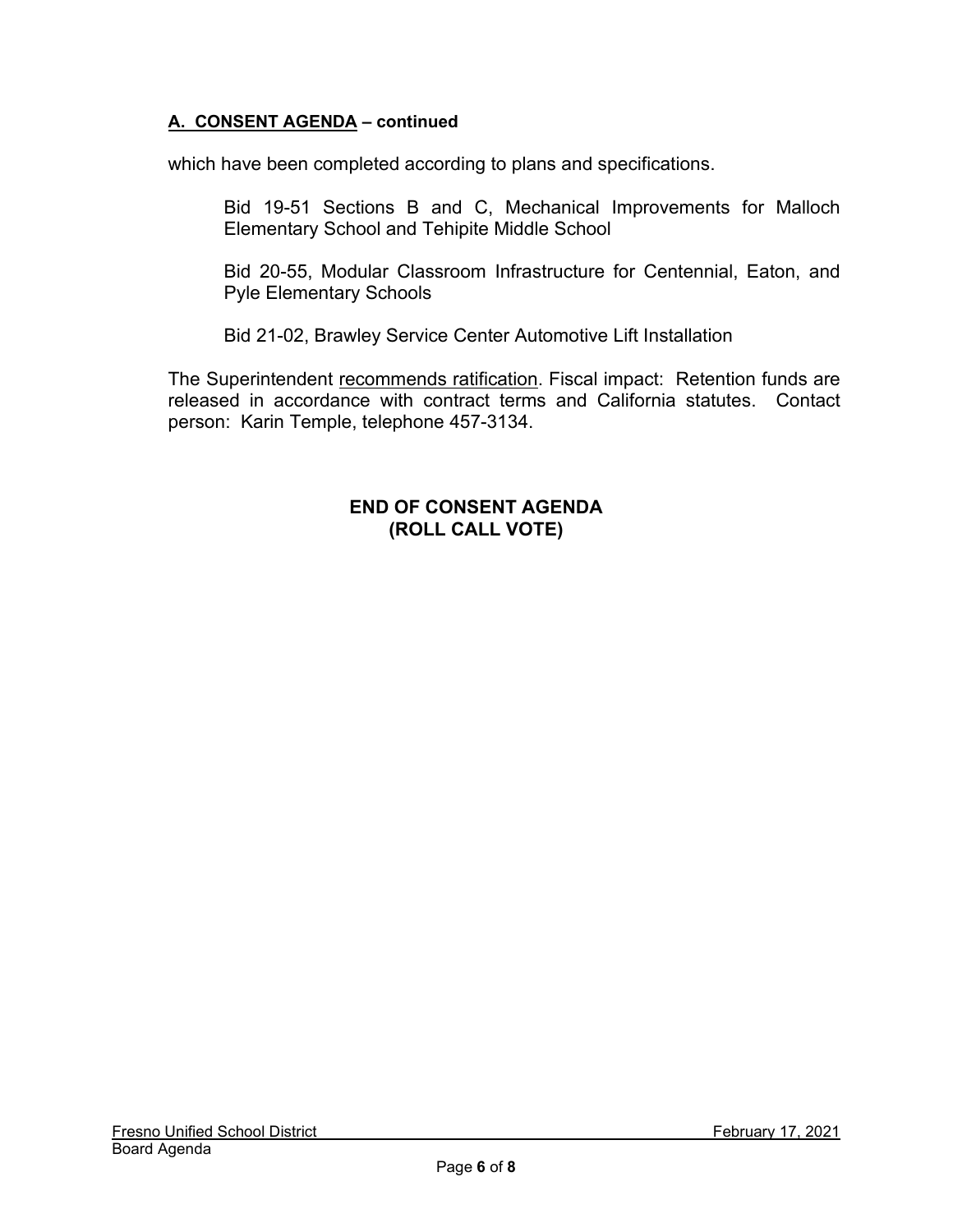**A. CONSENT AGENDA – continued**

which have been completed according to plans and specifications.

> Bid 19-51 Sections B and C, Mechanical Improvements for Malloch Elementary School and Tehipite Middle School
>
> Bid 20-55, Modular Classroom Infrastructure for Centennial, Eaton, and Pyle Elementary Schools
>
> Bid 21-02, Brawley Service Center Automotive Lift Installation

The Superintendent recommends ratification. Fiscal impact: Retention funds are released in accordance with contract terms and California statutes. Contact person: Karin Temple, telephone 457-3134.

**END OF CONSENT AGENDA**
**(ROLL CALL VOTE)**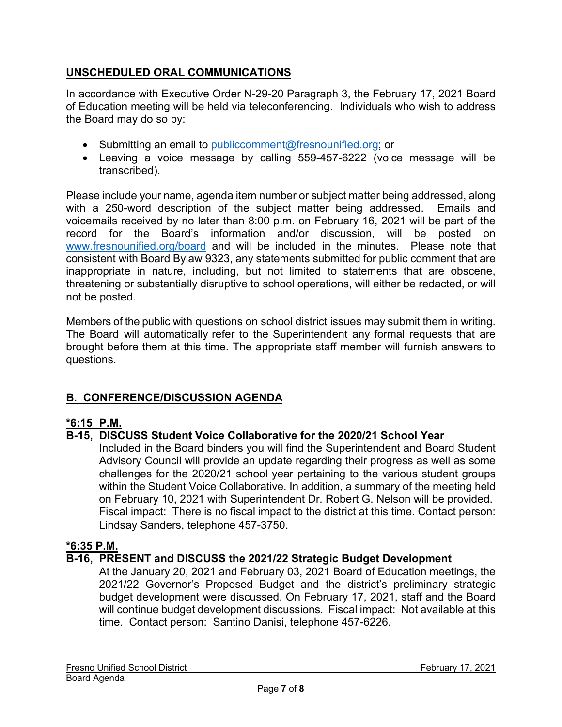## UNSCHEDULED ORAL COMMUNICATIONS

In accordance with Executive Order N-29-20 Paragraph 3, the February 17, 2021 Board of Education meeting will be held via teleconferencing. Individuals who wish to address the Board may do so by:

- Submitting an email to publiccomment@fresnounified.org; or
- Leaving a voice message by calling 559-457-6222 (voice message will be transcribed).

Please include your name, agenda item number or subject matter being addressed, along with a 250-word description of the subject matter being addressed. Emails and voicemails received by no later than 8:00 p.m. on February 16, 2021 will be part of the record for the Board's information and/or discussion, will be posted on www.fresnounified.org/board and will be included in the minutes. Please note that consistent with Board Bylaw 9323, any statements submitted for public comment that are inappropriate in nature, including, but not limited to statements that are obscene, threatening or substantially disruptive to school operations, will either be redacted, or will not be posted.

Members of the public with questions on school district issues may submit them in writing. The Board will automatically refer to the Superintendent any formal requests that are brought before them at this time. The appropriate staff member will furnish answers to questions.

## B. CONFERENCE/DISCUSSION AGENDA

**\*6:15 P.M.**

**B-15, DISCUSS Student Voice Collaborative for the 2020/21 School Year**

Included in the Board binders you will find the Superintendent and Board Student Advisory Council will provide an update regarding their progress as well as some challenges for the 2020/21 school year pertaining to the various student groups within the Student Voice Collaborative. In addition, a summary of the meeting held on February 10, 2021 with Superintendent Dr. Robert G. Nelson will be provided. Fiscal impact: There is no fiscal impact to the district at this time. Contact person: Lindsay Sanders, telephone 457-3750.

**\*6:35 P.M.**

**B-16, PRESENT and DISCUSS the 2021/22 Strategic Budget Development**

At the January 20, 2021 and February 03, 2021 Board of Education meetings, the 2021/22 Governor's Proposed Budget and the district's preliminary strategic budget development were discussed. On February 17, 2021, staff and the Board will continue budget development discussions. Fiscal impact: Not available at this time. Contact person: Santino Danisi, telephone 457-6226.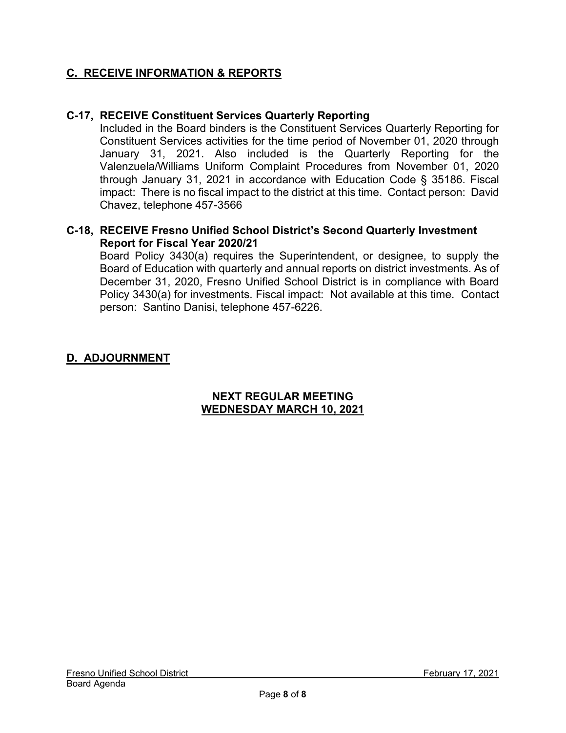## C. RECEIVE INFORMATION & REPORTS

**C-17, RECEIVE Constituent Services Quarterly Reporting**

Included in the Board binders is the Constituent Services Quarterly Reporting for Constituent Services activities for the time period of November 01, 2020 through January 31, 2021. Also included is the Quarterly Reporting for the Valenzuela/Williams Uniform Complaint Procedures from November 01, 2020 through January 31, 2021 in accordance with Education Code § 35186. Fiscal impact: There is no fiscal impact to the district at this time. Contact person: David Chavez, telephone 457-3566

**C-18, RECEIVE Fresno Unified School District's Second Quarterly Investment Report for Fiscal Year 2020/21**

Board Policy 3430(a) requires the Superintendent, or designee, to supply the Board of Education with quarterly and annual reports on district investments. As of December 31, 2020, Fresno Unified School District is in compliance with Board Policy 3430(a) for investments. Fiscal impact: Not available at this time. Contact person: Santino Danisi, telephone 457-6226.

## D. ADJOURNMENT

**NEXT REGULAR MEETING**
**WEDNESDAY MARCH 10, 2021**